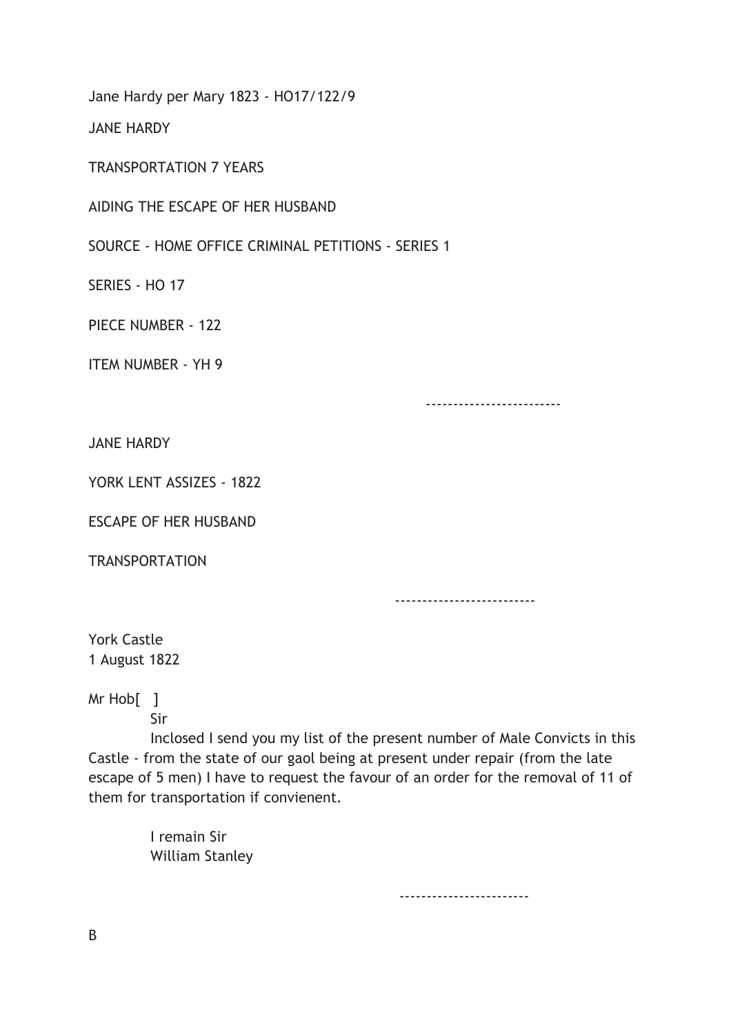Jane Hardy per Mary 1823 - HO17/122/9

JANE HARDY

TRANSPORTATION 7 YEARS

AIDING THE ESCAPE OF HER HUSBAND

SOURCE - HOME OFFICE CRIMINAL PETITIONS - SERIES 1

SERIES - HO 17

PIECE NUMBER - 122

ITEM NUMBER - YH 9

------------------------

JANE HARDY

YORK LENT ASSIZES - 1822

ESCAPE OF HER HUSBAND

TRANSPORTATION

-------------------------

York Castle
1 August 1822

Mr Hob[ ]

Sir

Inclosed I send you my list of the present number of Male Convicts in this Castle - from the state of our gaol being at present under repair (from the late escape of 5 men) I have to request the favour of an order for the removal of 11 of them for transportation if convienent.

I remain Sir
William Stanley

-----------------------

B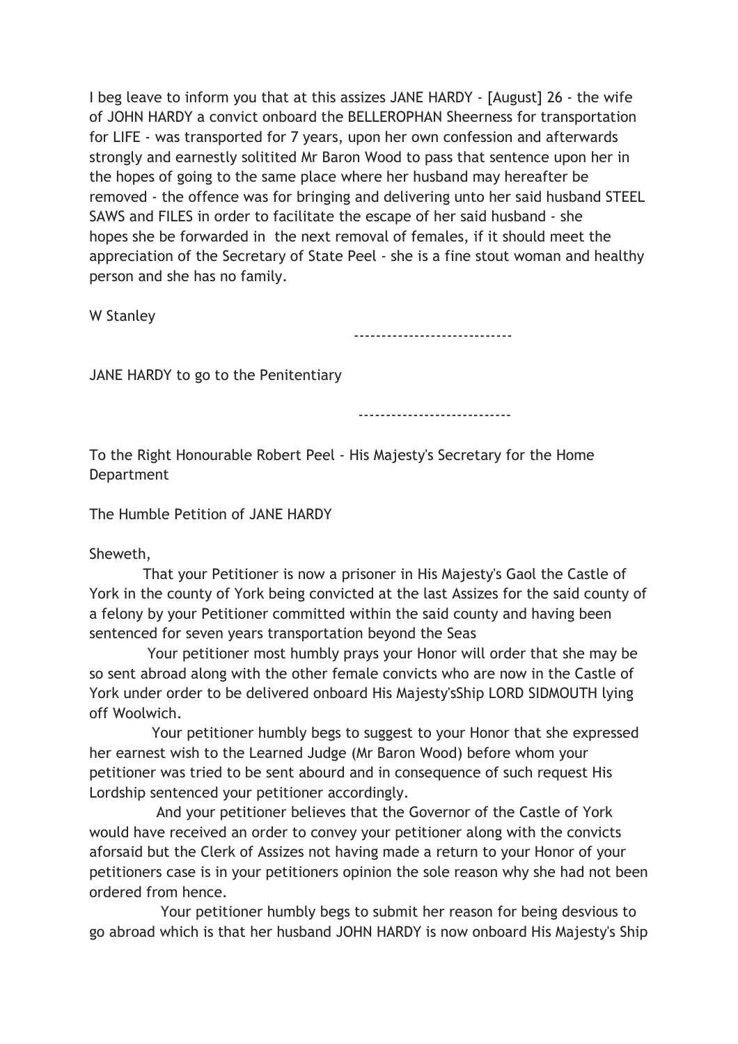I beg leave to inform you that at this assizes JANE HARDY - [August] 26 - the wife of JOHN HARDY a convict onboard the BELLEROPHAN Sheerness for transportation for LIFE - was transported for 7 years, upon her own confession and afterwards strongly and earnestly solitited Mr Baron Wood to pass that sentence upon her in the hopes of going to the same place where her husband may hereafter be removed - the offence was for bringing and delivering unto her said husband STEEL SAWS and FILES in order to facilitate the escape of her said husband - she hopes she be forwarded in the next removal of females, if it should meet the appreciation of the Secretary of State Peel - she is a fine stout woman and healthy person and she has no family.

W Stanley

----------------------------

JANE HARDY to go to the Penitentiary

---------------------------

To the Right Honourable Robert Peel - His Majesty's Secretary for the Home Department

The Humble Petition of JANE HARDY

Sheweth,

That your Petitioner is now a prisoner in His Majesty's Gaol the Castle of York in the county of York being convicted at the last Assizes for the said county of a felony by your Petitioner committed within the said county and having been sentenced for seven years transportation beyond the Seas

Your petitioner most humbly prays your Honor will order that she may be so sent abroad along with the other female convicts who are now in the Castle of York under order to be delivered onboard His Majesty'sShip LORD SIDMOUTH lying off Woolwich.

Your petitioner humbly begs to suggest to your Honor that she expressed her earnest wish to the Learned Judge (Mr Baron Wood) before whom your petitioner was tried to be sent abourd and in consequence of such request His Lordship sentenced your petitioner accordingly.

And your petitioner believes that the Governor of the Castle of York would have received an order to convey your petitioner along with the convicts aforsaid but the Clerk of Assizes not having made a return to your Honor of your petitioners case is in your petitioners opinion the sole reason why she had not been ordered from hence.

Your petitioner humbly begs to submit her reason for being desvious to go abroad which is that her husband JOHN HARDY is now onboard His Majesty's Ship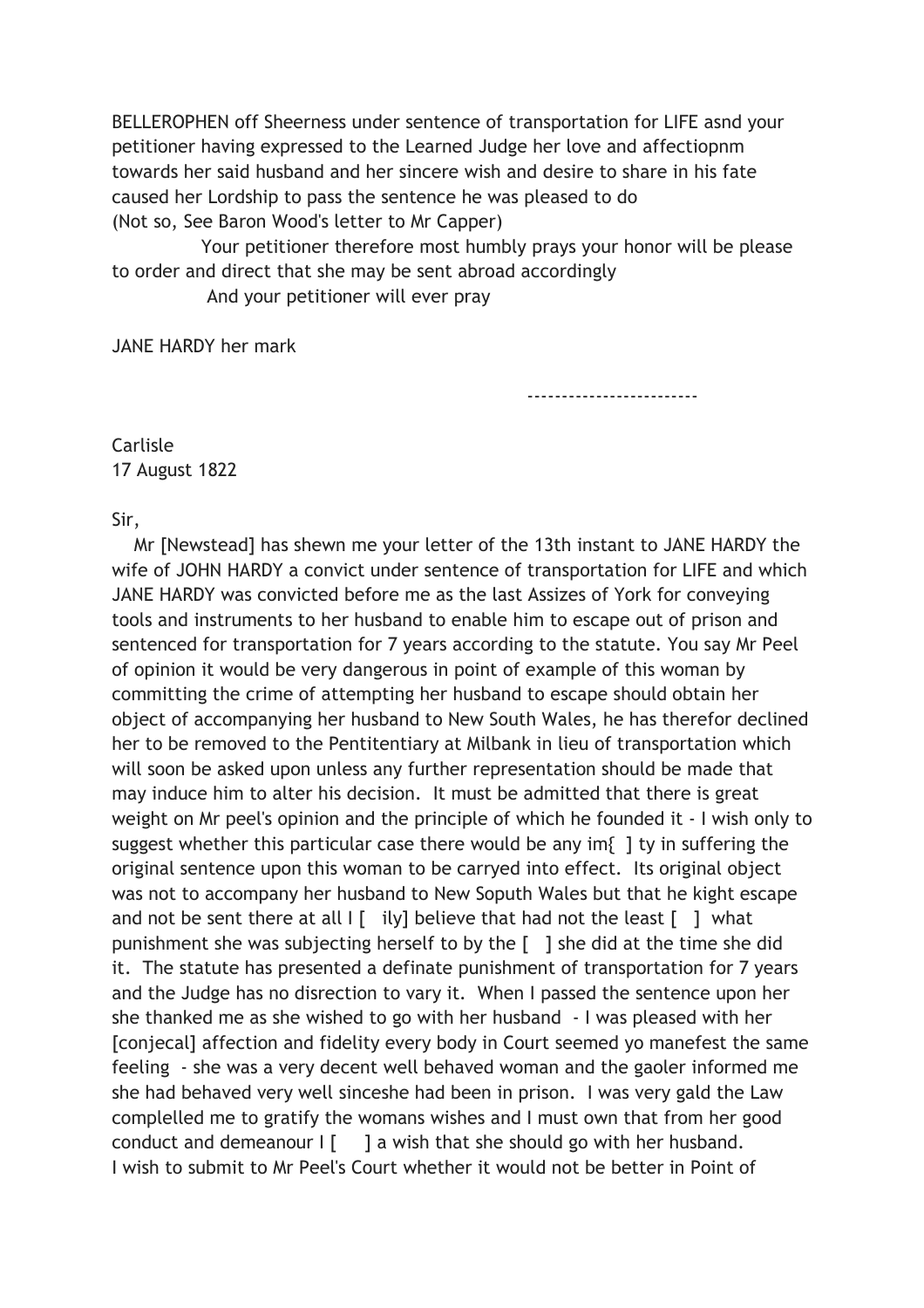BELLEROPHEN off Sheerness under sentence of transportation for LIFE asnd your petitioner having expressed to the Learned Judge her love and affectiopnm towards her said husband and her sincere wish and desire to share in his fate caused her Lordship to pass the sentence he was pleased to do
(Not so, See Baron Wood's letter to Mr Capper)

Your petitioner therefore most humbly prays your honor will be please to order and direct that she may be sent abroad accordingly

And your petitioner will ever pray

JANE HARDY her mark

------------------------

Carlisle
17 August 1822

Sir,

Mr [Newstead] has shewn me your letter of the 13th instant to JANE HARDY the wife of JOHN HARDY a convict under sentence of transportation for LIFE and which JANE HARDY was convicted before me as the last Assizes of York for conveying tools and instruments to her husband to enable him to escape out of prison and sentenced for transportation for 7 years according to the statute. You say Mr Peel of opinion it would be very dangerous in point of example of this woman by committing the crime of attempting her husband to escape should obtain her object of accompanying her husband to New South Wales, he has therefor declined her to be removed to the Pentitentiary at Milbank in lieu of transportation which will soon be asked upon unless any further representation should be made that may induce him to alter his decision. It must be admitted that there is great weight on Mr peel's opinion and the principle of which he founded it - I wish only to suggest whether this particular case there would be any im{ ] ty in suffering the original sentence upon this woman to be carryed into effect. Its original object was not to accompany her husband to New Soputh Wales but that he kight escape and not be sent there at all I [ ily] believe that had not the least [ ] what punishment she was subjecting herself to by the [ ] she did at the time she did it. The statute has presented a definate punishment of transportation for 7 years and the Judge has no disrection to vary it. When I passed the sentence upon her she thanked me as she wished to go with her husband - I was pleased with her [conjecal] affection and fidelity every body in Court seemed yo manefest the same feeling - she was a very decent well behaved woman and the gaoler informed me she had behaved very well sinceshe had been in prison. I was very gald the Law complelled me to gratify the womans wishes and I must own that from her good conduct and demeanour I [ ] a wish that she should go with her husband.
I wish to submit to Mr Peel's Court whether it would not be better in Point of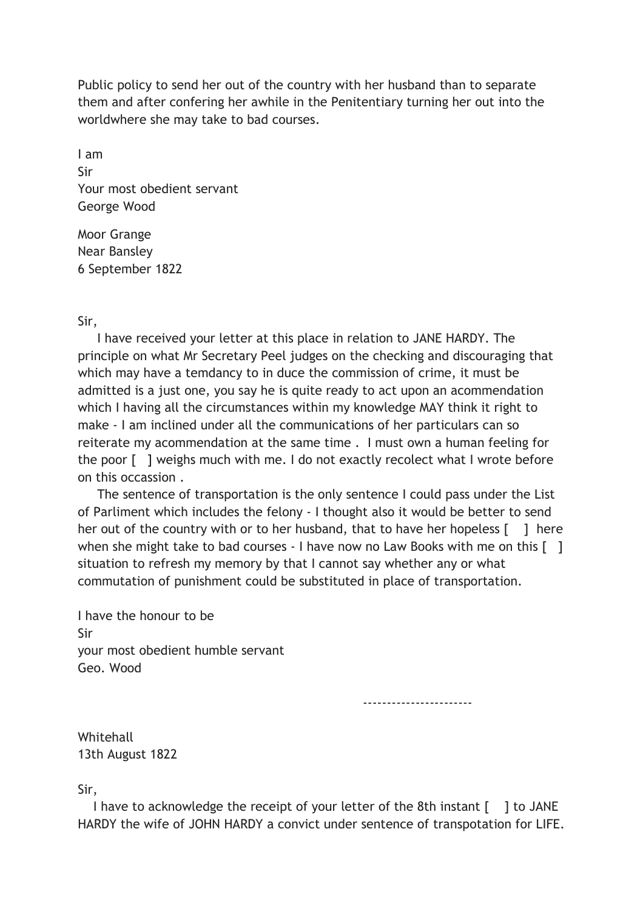Public policy to send her out of the country with her husband than to separate them and after confering her awhile in the Penitentiary turning her out into the worldwhere she may take to bad courses.

I am  
Sir  
Your most obedient servant  
George Wood

Moor Grange  
Near Bansley  
6 September 1822

Sir,

I have received your letter at this place in relation to JANE HARDY. The principle on what Mr Secretary Peel judges on the checking and discouraging that which may have a temdancy to in duce the commission of crime, it must be admitted is a just one, you say he is quite ready to act upon an acommendation which I having all the circumstances within my knowledge MAY think it right to make - I am inclined under all the communications of her particulars can so reiterate my acommendation at the same time . I must own a human feeling for the poor [ ] weighs much with me. I do not exactly recolect what I wrote before on this occassion .

The sentence of transportation is the only sentence I could pass under the List of Parliment which includes the felony - I thought also it would be better to send her out of the country with or to her husband, that to have her hopeless [ ] here when she might take to bad courses - I have now no Law Books with me on this [ ] situation to refresh my memory by that I cannot say whether any or what commutation of punishment could be substituted in place of transportation.

I have the honour to be  
Sir  
your most obedient humble servant  
Geo. Wood

-----------------------

Whitehall  
13th August 1822

Sir,

I have to acknowledge the receipt of your letter of the 8th instant [ ] to JANE HARDY the wife of JOHN HARDY a convict under sentence of transpotation for LIFE.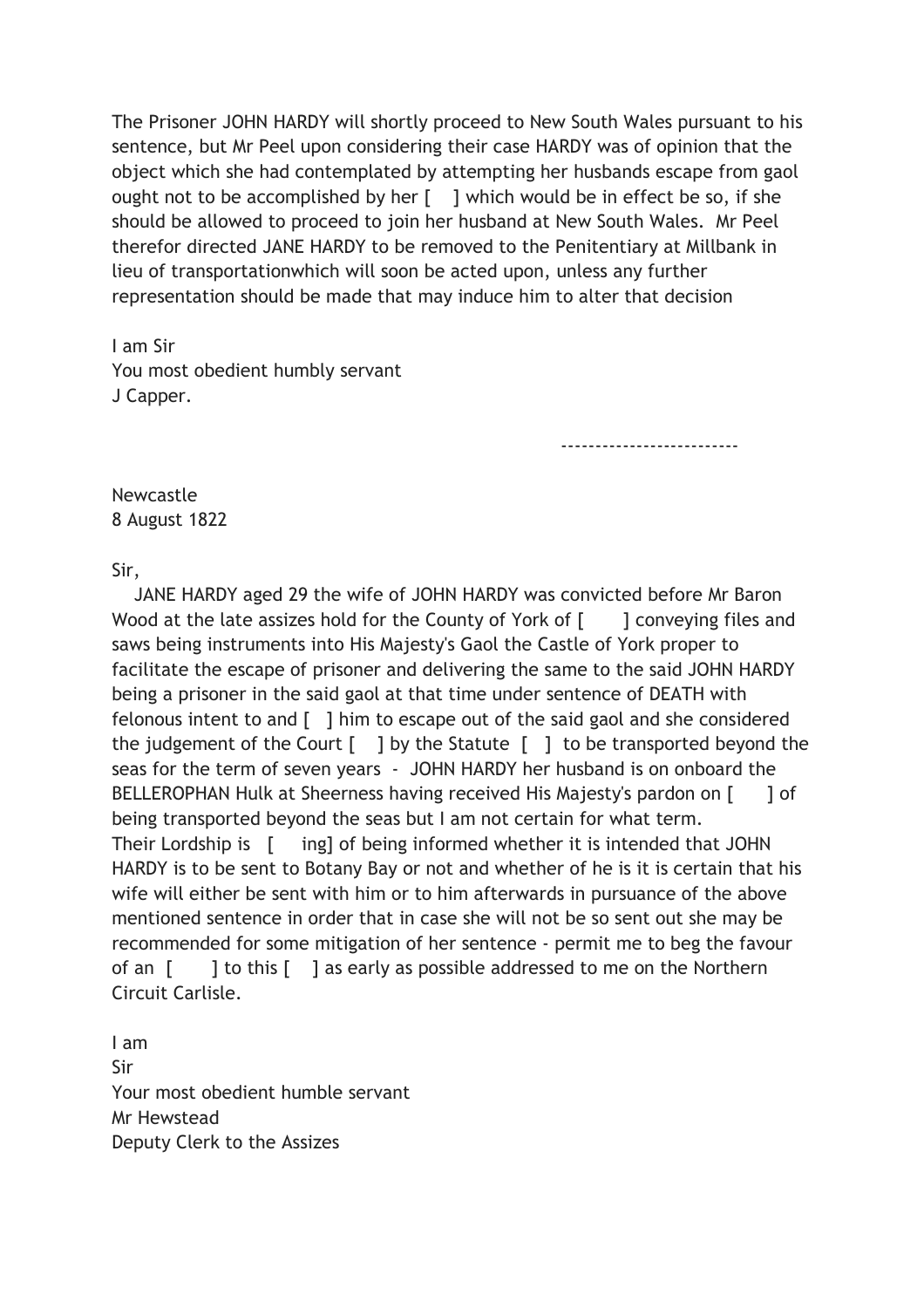The Prisoner JOHN HARDY will shortly proceed to New South Wales pursuant to his sentence, but Mr Peel upon considering their case HARDY was of opinion that the object which she had contemplated by attempting her husbands escape from gaol ought not to be accomplished by her [ ] which would be in effect be so, if she should be allowed to proceed to join her husband at New South Wales. Mr Peel therefor directed JANE HARDY to be removed to the Penitentiary at Millbank in lieu of transportationwhich will soon be acted upon, unless any further representation should be made that may induce him to alter that decision

I am Sir
You most obedient humbly servant
J Capper.

-------------------------

Newcastle
8 August 1822

Sir,

JANE HARDY aged 29 the wife of JOHN HARDY was convicted before Mr Baron Wood at the late assizes hold for the County of York of [ ] conveying files and saws being instruments into His Majesty's Gaol the Castle of York proper to facilitate the escape of prisoner and delivering the same to the said JOHN HARDY being a prisoner in the said gaol at that time under sentence of DEATH with felonous intent to and [ ] him to escape out of the said gaol and she considered the judgement of the Court [ ] by the Statute [ ] to be transported beyond the seas for the term of seven years - JOHN HARDY her husband is on onboard the BELLEROPHAN Hulk at Sheerness having received His Majesty's pardon on [ ] of being transported beyond the seas but I am not certain for what term.
Their Lordship is [ ing] of being informed whether it is intended that JOHN HARDY is to be sent to Botany Bay or not and whether of he is it is certain that his wife will either be sent with him or to him afterwards in pursuance of the above mentioned sentence in order that in case she will not be so sent out she may be recommended for some mitigation of her sentence - permit me to beg the favour of an [ ] to this [ ] as early as possible addressed to me on the Northern Circuit Carlisle.

I am
Sir
Your most obedient humble servant
Mr Hewstead
Deputy Clerk to the Assizes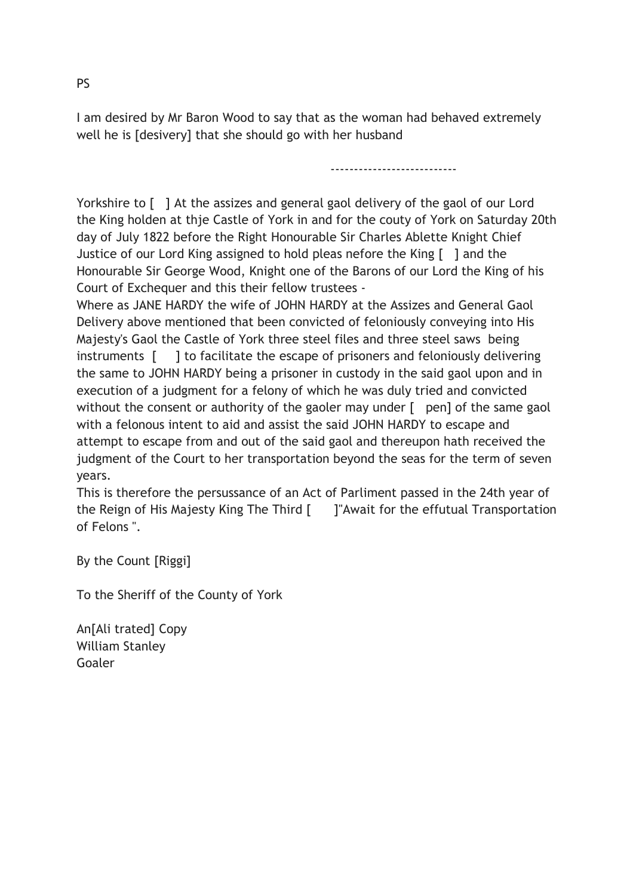PS

I am desired by Mr Baron Wood to say that as the woman had behaved extremely well he is [desivery] that she should go with her husband

---------------------------

Yorkshire to [ ] At the assizes and general gaol delivery of the gaol of our Lord the King holden at thje Castle of York in and for the couty of York on Saturday 20th day of July 1822 before the Right Honourable Sir Charles Ablette Knight Chief Justice of our Lord King assigned to hold pleas nefore the King [ ] and the Honourable Sir George Wood, Knight one of the Barons of our Lord the King of his Court of Exchequer and this their fellow trustees -
Where as JANE HARDY the wife of JOHN HARDY at the Assizes and General Gaol Delivery above mentioned that been convicted of feloniously conveying into His Majesty's Gaol the Castle of York three steel files and three steel saws being instruments [ ] to facilitate the escape of prisoners and feloniously delivering the same to JOHN HARDY being a prisoner in custody in the said gaol upon and in execution of a judgment for a felony of which he was duly tried and convicted without the consent or authority of the gaoler may under [ pen] of the same gaol with a felonous intent to aid and assist the said JOHN HARDY to escape and attempt to escape from and out of the said gaol and thereupon hath received the judgment of the Court to her transportation beyond the seas for the term of seven years.
This is therefore the persussance of an Act of Parliment passed in the 24th year of the Reign of His Majesty King The Third [ ]"Await for the effutual Transportation of Felons ".

By the Count [Riggi]

To the Sheriff of the County of York

An[Ali trated] Copy
William Stanley
Goaler